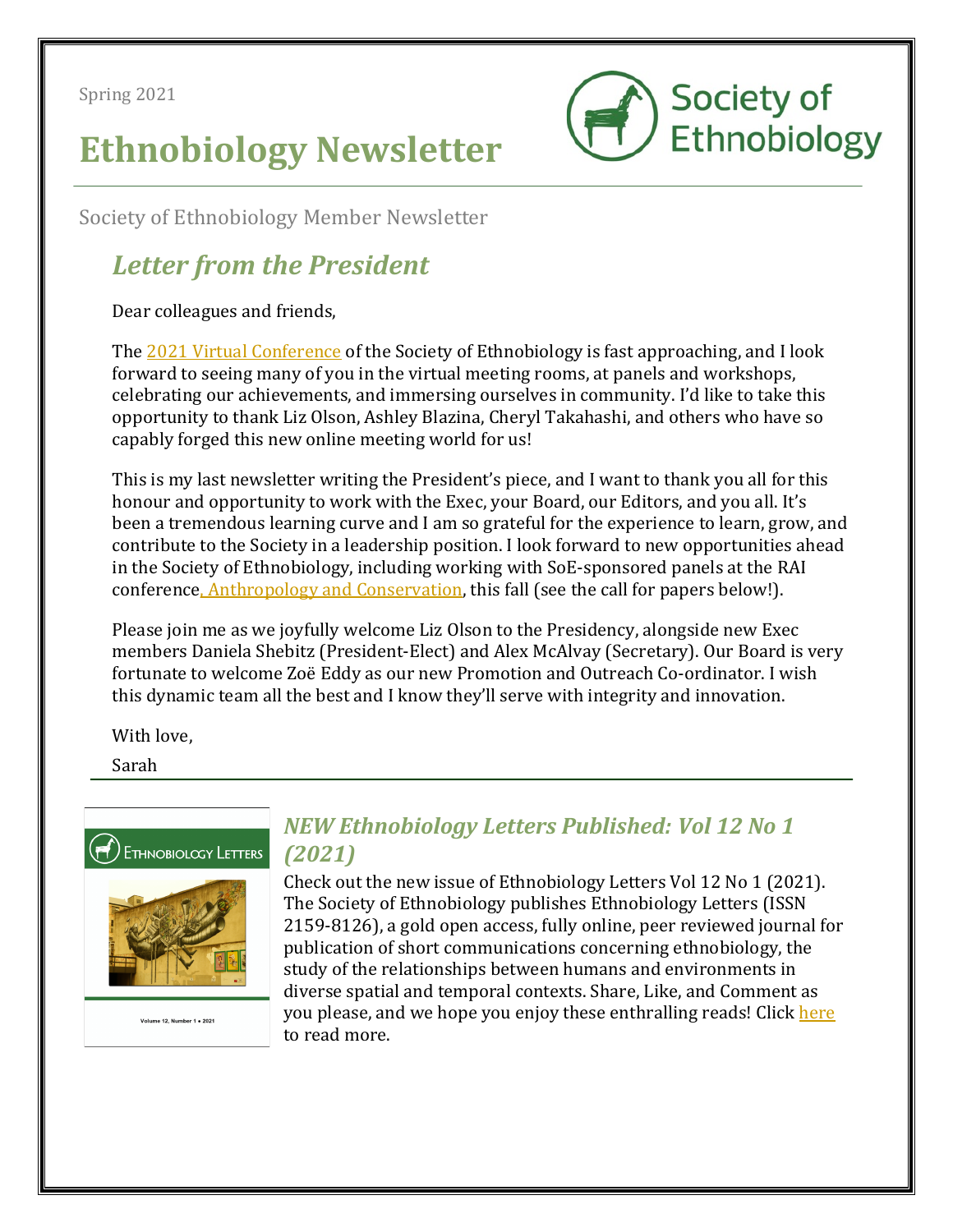Spring 2021

# Ethnobiology Newsletter

Society of Ethnobiology

Society of Ethnobiology Member Newsletter

## *Letter from the President*

Dear colleagues and friends,

The 2021 Virtual Conference of the Society of Ethnobiology is fast approaching, and I look forward to seeing many of you in the virtual meeting rooms, at panels and workshops, celebrating our achievements, and immersing ourselves in community. I'd like to take this opportunity to thank Liz Olson, Ashley Blazina, Cheryl Takahashi, and others who have so capably forged this new online meeting world for us!

This is my last newsletter writing the President's piece, and I want to thank you all for this honour and opportunity to work with the Exec, your Board, our Editors, and you all. It's been a tremendous learning curve and I am so grateful for the experience to learn, grow, and contribute to the Society in a leadership position. I look forward to new opportunities ahead in the Society of Ethnobiology, including working with SoE-sponsored panels at the RAI conference, Anthropology and Conservation, this fall (see the call for papers below!).

Please join me as we joyfully welcome Liz Olson to the Presidency, alongside new Exec members Daniela Shebitz (President-Elect) and Alex McAlvay (Secretary). Our Board is very fortunate to welcome Zoë Eddy as our new Promotion and Outreach Co-ordinator. I wish this dynamic team all the best and I know they'll serve with integrity and innovation.

With love,

Sarah

## *NEW Ethnobiology Letters Published: Vol 12 No 1 (2021)*

Ethnobiology Letters

Volume 12, Number 1 • 2021

Check out the new issue of Ethnobiology Letters Vol 12 No 1 (2021). The Society of Ethnobiology publishes Ethnobiology Letters (ISSN 2159-8126), a gold open access, fully online, peer reviewed journal for publication of short communications concerning ethnobiology, the study of the relationships between humans and environments in diverse spatial and temporal contexts. Share, Like, and Comment as you please, and we hope you enjoy these enthralling reads! Click here to read more.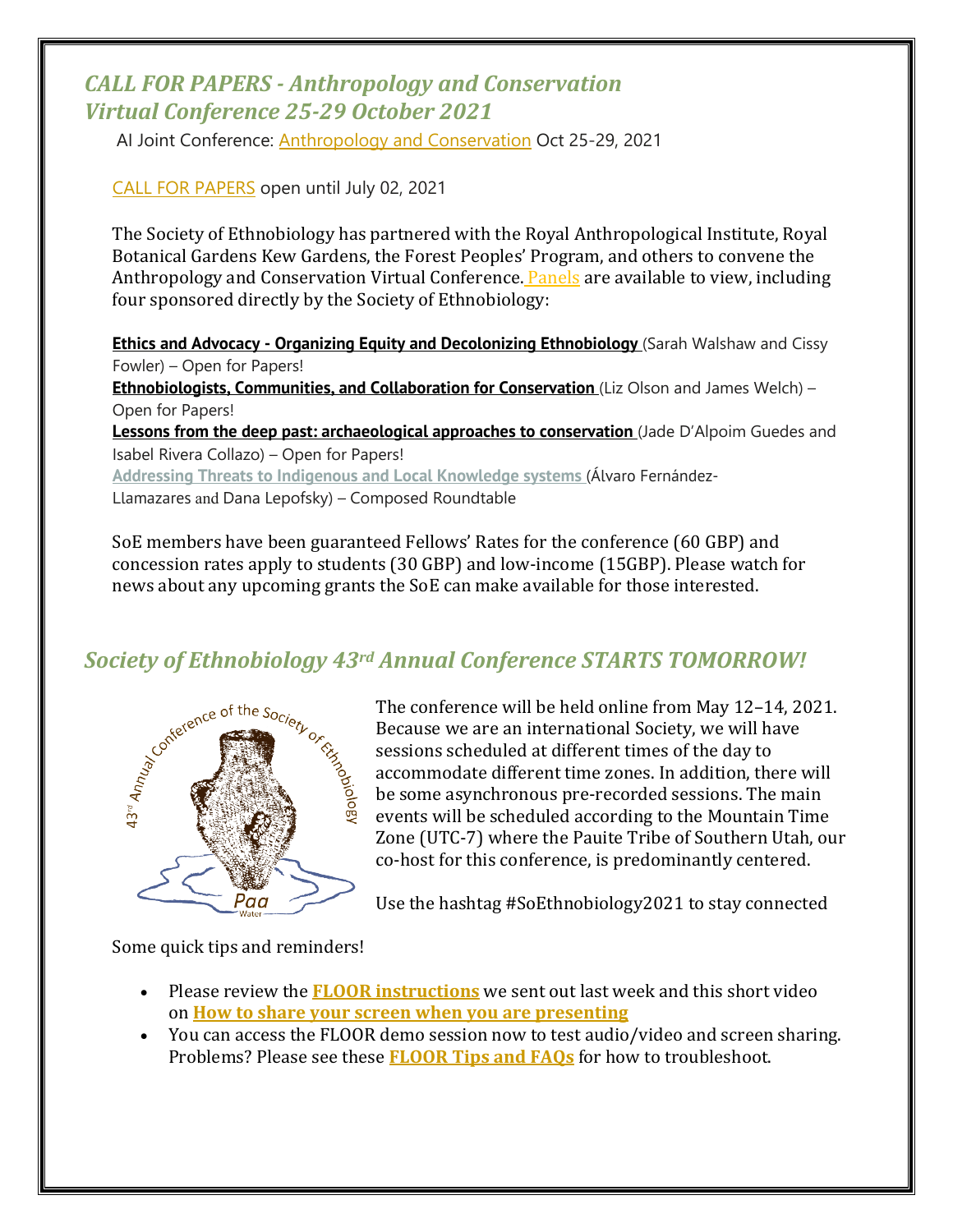## *CALL FOR PAPERS - Anthropology and Conservation Virtual Conference 25-29 October 2021*

AI Joint Conference: Anthropology and Conservation Oct 25-29, 2021

CALL FOR PAPERS open until July 02, 2021

The Society of Ethnobiology has partnered with the Royal Anthropological Institute, Royal Botanical Gardens Kew Gardens, the Forest Peoples' Program, and others to convene the Anthropology and Conservation Virtual Conference. Panels are available to view, including four sponsored directly by the Society of Ethnobiology:

**Ethics and Advocacy - Organizing Equity and Decolonizing Ethnobiology** (Sarah Walshaw and Cissy Fowler) – Open for Papers!
**Ethnobiologists, Communities, and Collaboration for Conservation** (Liz Olson and James Welch) – Open for Papers!
**Lessons from the deep past: archaeological approaches to conservation** (Jade D'Alpoim Guedes and Isabel Rivera Collazo) – Open for Papers!
**Addressing Threats to Indigenous and Local Knowledge systems** (Álvaro Fernández-Llamazares and Dana Lepofsky) – Composed Roundtable

SoE members have been guaranteed Fellows' Rates for the conference (60 GBP) and concession rates apply to students (30 GBP) and low-income (15GBP). Please watch for news about any upcoming grants the SoE can make available for those interested.

## *Society of Ethnobiology 43rd Annual Conference STARTS TOMORROW!*

The conference will be held online from May 12–14, 2021. Because we are an international Society, we will have sessions scheduled at different times of the day to accommodate different time zones. In addition, there will be some asynchronous pre-recorded sessions. The main events will be scheduled according to the Mountain Time Zone (UTC-7) where the Pauite Tribe of Southern Utah, our co-host for this conference, is predominantly centered.

Use the hashtag #SoEthnobiology2021 to stay connected

Some quick tips and reminders!

- Please review the **FLOOR instructions** we sent out last week and this short video on **How to share your screen when you are presenting**
- You can access the FLOOR demo session now to test audio/video and screen sharing. Problems? Please see these **FLOOR Tips and FAQs** for how to troubleshoot.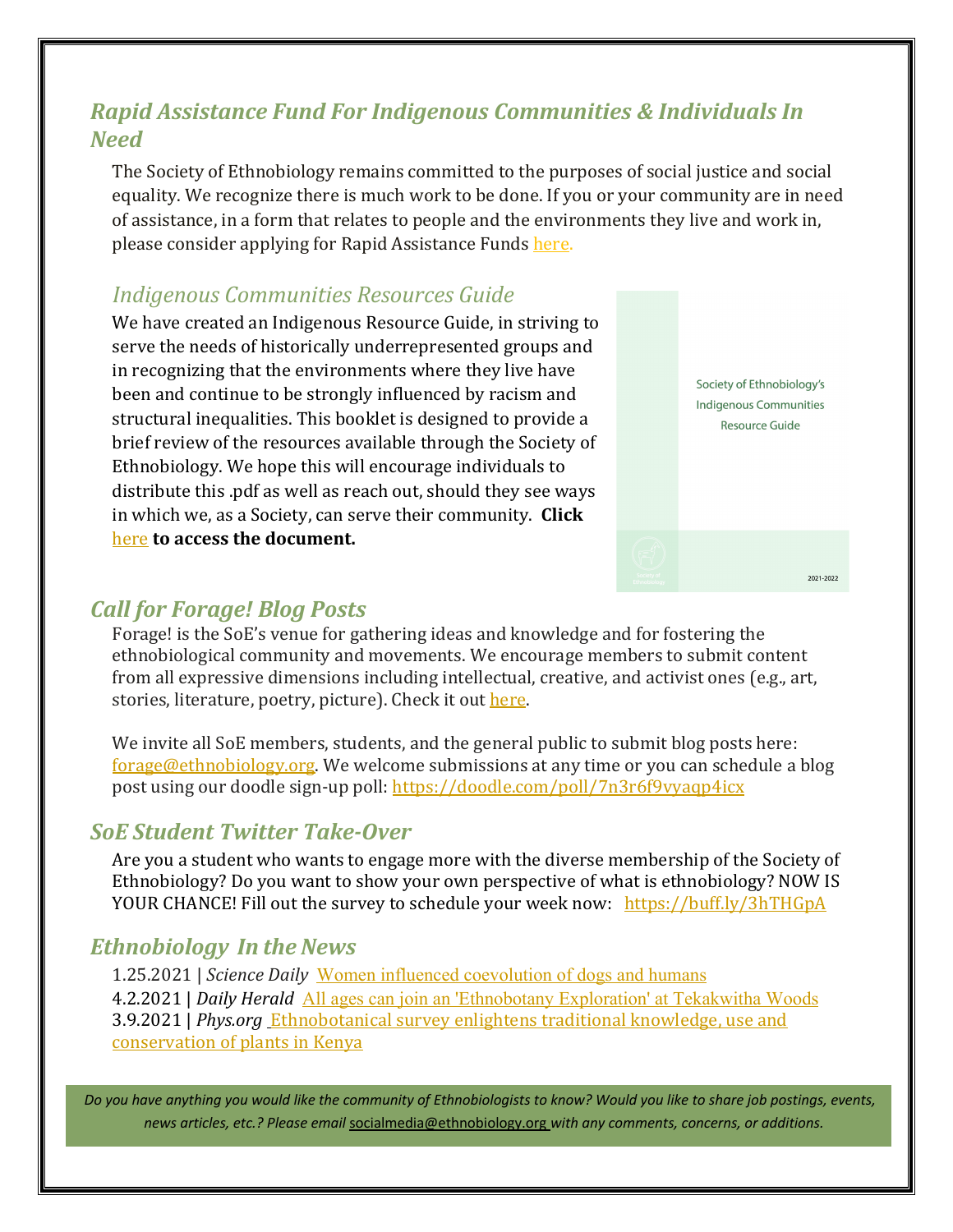## *Rapid Assistance Fund For Indigenous Communities & Individuals In Need*

The Society of Ethnobiology remains committed to the purposes of social justice and social equality. We recognize there is much work to be done. If you or your community are in need of assistance, in a form that relates to people and the environments they live and work in, please consider applying for Rapid Assistance Funds here.

### *Indigenous Communities Resources Guide*

We have created an Indigenous Resource Guide, in striving to serve the needs of historically underrepresented groups and in recognizing that the environments where they live have been and continue to be strongly influenced by racism and structural inequalities. This booklet is designed to provide a brief review of the resources available through the Society of Ethnobiology. We hope this will encourage individuals to distribute this .pdf as well as reach out, should they see ways in which we, as a Society, can serve their community. **Click here to access the document.**

Society of Ethnobiology's Indigenous Communities Resource Guide

2021-2022

## *Call for Forage! Blog Posts*

Forage! is the SoE's venue for gathering ideas and knowledge and for fostering the ethnobiological community and movements. We encourage members to submit content from all expressive dimensions including intellectual, creative, and activist ones (e.g., art, stories, literature, poetry, picture). Check it out here.

We invite all SoE members, students, and the general public to submit blog posts here: forage@ethnobiology.org. We welcome submissions at any time or you can schedule a blog post using our doodle sign-up poll: https://doodle.com/poll/7n3r6f9vyaqp4icx

## *SoE Student Twitter Take-Over*

Are you a student who wants to engage more with the diverse membership of the Society of Ethnobiology? Do you want to show your own perspective of what is ethnobiology? NOW IS YOUR CHANCE! Fill out the survey to schedule your week now: https://buff.ly/3hTHGpA

## *Ethnobiology In the News*

1.25.2021 | *Science Daily* Women influenced coevolution of dogs and humans
4.2.2021 | *Daily Herald* All ages can join an 'Ethnobotany Exploration' at Tekakwitha Woods
3.9.2021 | *Phys.org* Ethnobotanical survey enlightens traditional knowledge, use and conservation of plants in Kenya

*Do you have anything you would like the community of Ethnobiologists to know? Would you like to share job postings, events, news articles, etc.? Please email* socialmedia@ethnobiology.org *with any comments, concerns, or additions.*